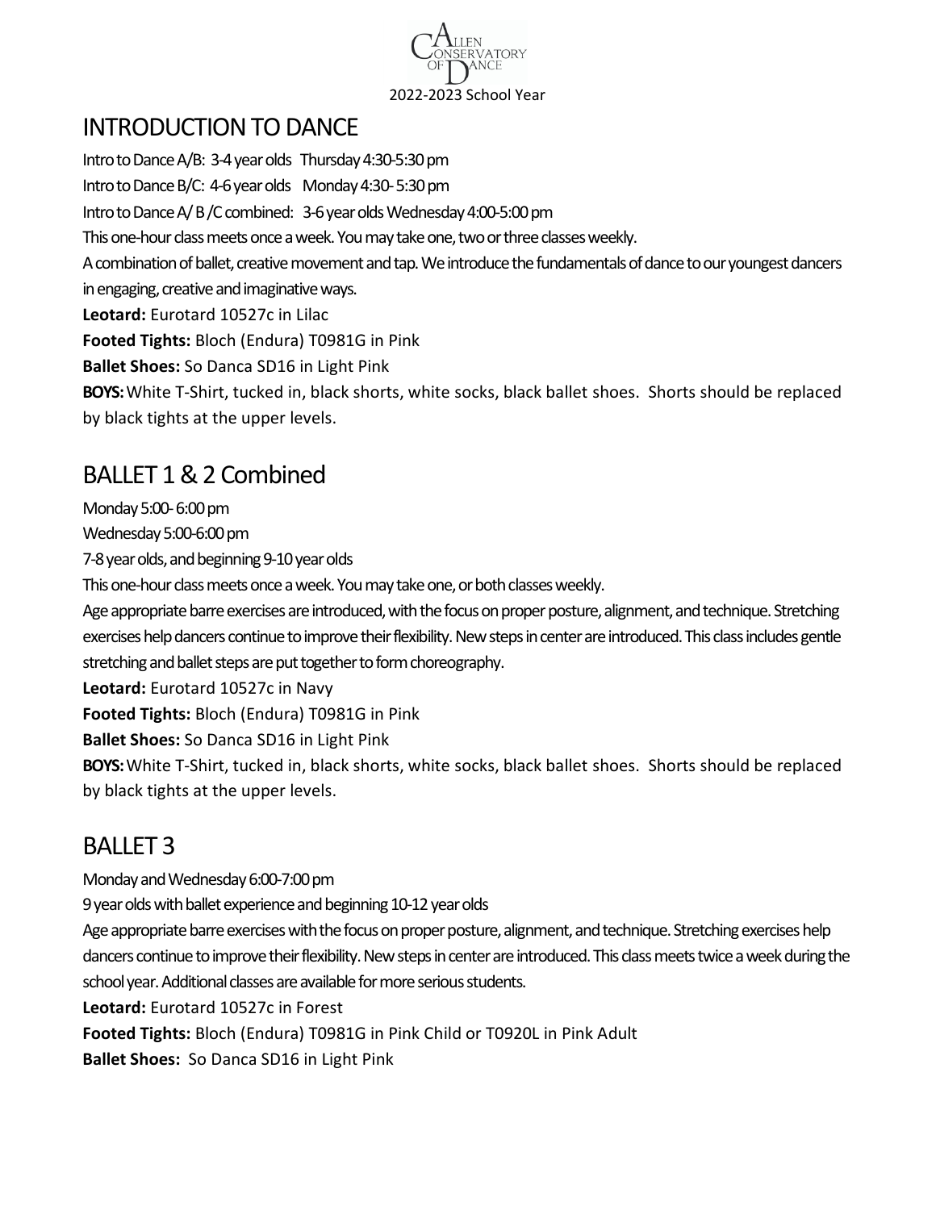2022-2023 School Year

## INTRODUCTION TO DANCE

Intro to Dance A/B: 3-4 year olds Thursday 4:30-5:30 pm

Intro to Dance B/C: 4-6 year olds Monday 4:30- 5:30 pm

Intro to Dance A/ B /C combined: 3-6 year olds Wednesday 4:00-5:00 pm

This one-hour class meets once a week. You may take one, two or three classes weekly.

A combination of ballet, creative movement and tap. We introduce the fundamentals of dance to our youngest dancers in engaging, creative and imaginative ways.

**Leotard:** Eurotard 10527c in Lilac

**Footed Tights:** Bloch (Endura) T0981G in Pink

**Ballet Shoes:** So Danca SD16 in Light Pink

**BOYS:** White T-Shirt, tucked in, black shorts, white socks, black ballet shoes. Shorts should be replaced by black tights at the upper levels.

## BALLET 1 & 2 Combined

Monday 5:00- 6:00 pm

Wednesday 5:00-6:00 pm

7-8 year olds, and beginning 9-10 year olds

This one-hour class meets once a week. You may take one, or both classes weekly.

Age appropriate barre exercises are introduced, with the focus on proper posture, alignment, and technique. Stretching exercises help dancers continue to improve their flexibility. New steps in center are introduced. This class includes gentle stretching and ballet steps are put together to form choreography.

**Leotard:** Eurotard 10527c in Navy

**Footed Tights:** Bloch (Endura) T0981G in Pink

**Ballet Shoes:** So Danca SD16 in Light Pink

**BOYS:** White T-Shirt, tucked in, black shorts, white socks, black ballet shoes. Shorts should be replaced by black tights at the upper levels.

## BALLET 3

Monday and Wednesday 6:00-7:00 pm

9 year olds with ballet experience and beginning 10-12 year olds

Age appropriate barre exercises with the focus on proper posture, alignment, and technique. Stretching exercises help dancers continue to improve their flexibility. New steps in center are introduced. This class meets twice a week during the school year. Additional classes are available for more serious students.

**Leotard:** Eurotard 10527c in Forest

**Footed Tights:** Bloch (Endura) T0981G in Pink Child or T0920L in Pink Adult

**Ballet Shoes:** So Danca SD16 in Light Pink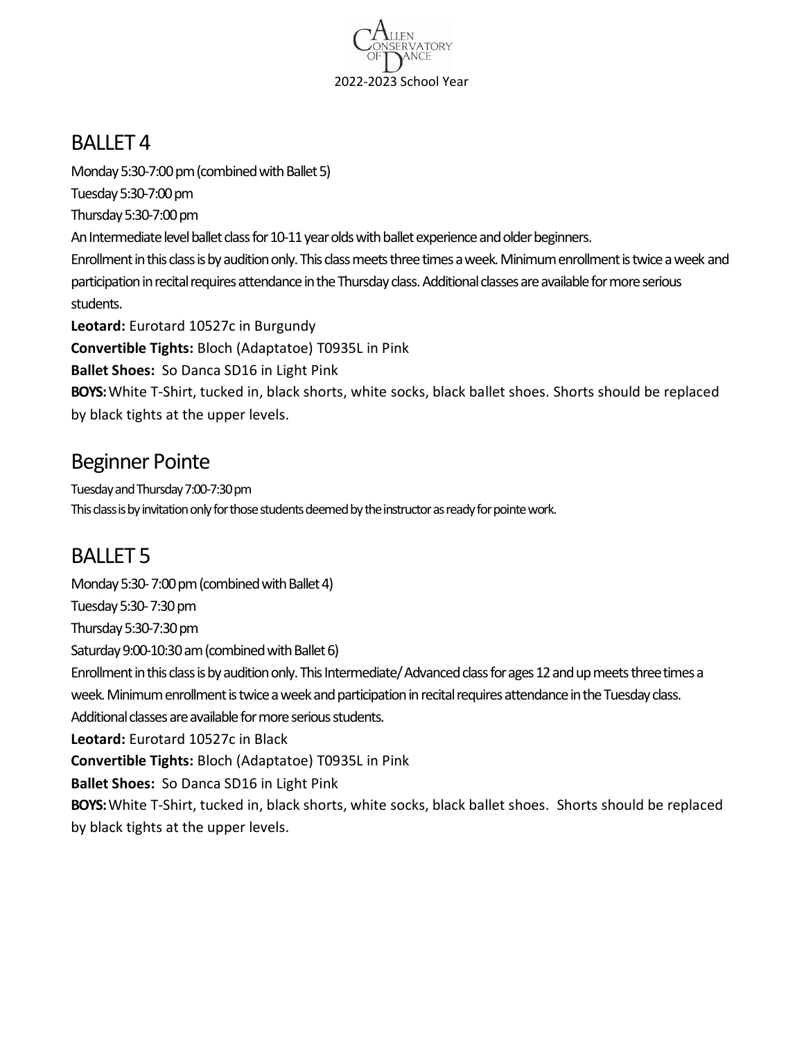## BALLET 4

Monday 5:30-7:00 pm (combined with Ballet 5)

Tuesday 5:30-7:00 pm

Thursday 5:30-7:00 pm

An Intermediate level ballet class for 10-11 year olds with ballet experience and older beginners.

Enrollment in this class is by audition only. This class meets three times a week. Minimum enrollment is twice a week and participation in recital requires attendance in the Thursday class. Additional classes are available for more serious students.

**Leotard:** Eurotard 10527c in Burgundy

**Convertible Tights:** Bloch (Adaptatoe) T0935L in Pink

**Ballet Shoes:** So Danca SD16 in Light Pink

**BOYS:** White T-Shirt, tucked in, black shorts, white socks, black ballet shoes. Shorts should be replaced by black tights at the upper levels.

## Beginner Pointe

Tuesday and Thursday 7:00-7:30 pm

This class is by invitation only for those students deemed by the instructor as ready for pointe work.

## BALLET 5

Monday 5:30- 7:00 pm (combined with Ballet 4)

Tuesday 5:30- 7:30 pm

Thursday 5:30-7:30 pm

Saturday 9:00-10:30 am (combined with Ballet 6)

Enrollment in this class is by audition only. This Intermediate/Advanced class for ages 12 and up meets three times a week. Minimum enrollment is twice a week and participation in recital requires attendance in the Tuesday class. Additional classes are available for more serious students.

**Leotard:** Eurotard 10527c in Black

**Convertible Tights:** Bloch (Adaptatoe) T0935L in Pink

**Ballet Shoes:** So Danca SD16 in Light Pink

**BOYS:** White T-Shirt, tucked in, black shorts, white socks, black ballet shoes. Shorts should be replaced by black tights at the upper levels.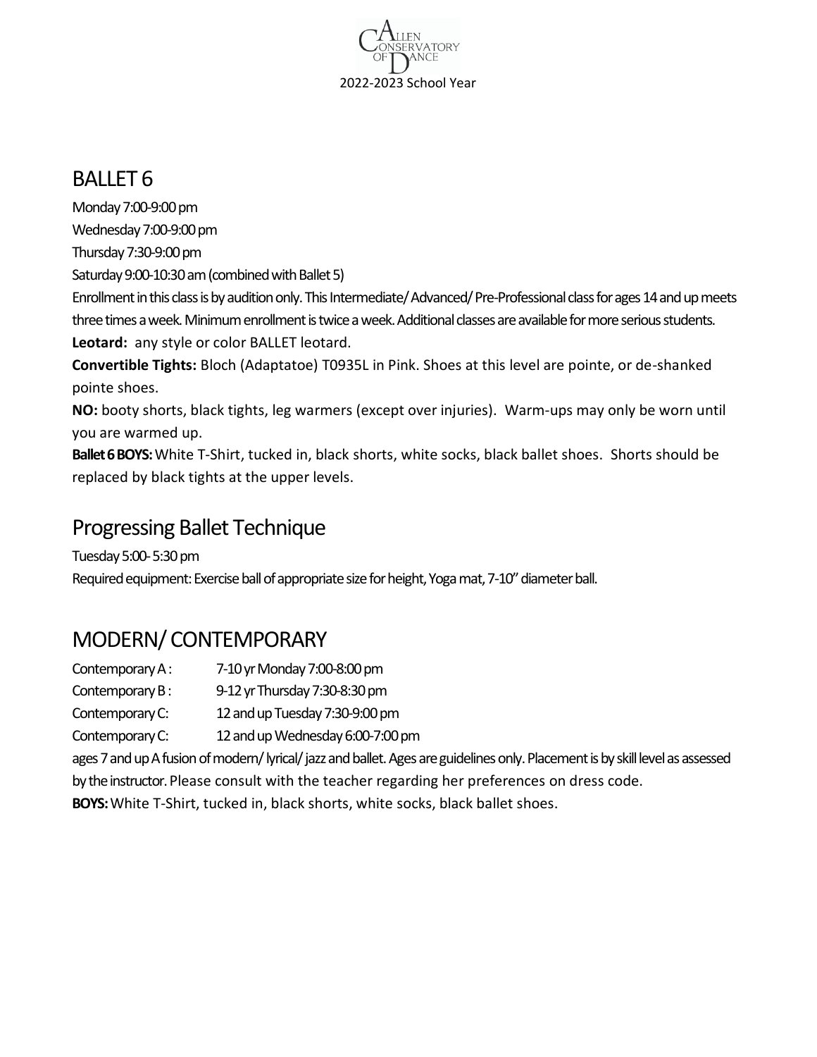## BALLET 6

Monday 7:00-9:00 pm

Wednesday 7:00-9:00 pm

Thursday 7:30-9:00 pm

Saturday 9:00-10:30 am (combined with Ballet 5)

Enrollment in this class is by audition only. This Intermediate/ Advanced/ Pre-Professional class for ages 14 and up meets three times a week. Minimum enrollment is twice a week. Additional classes are available for more serious students.

**Leotard:** any style or color BALLET leotard.

**Convertible Tights:** Bloch (Adaptatoe) T0935L in Pink. Shoes at this level are pointe, or de-shanked pointe shoes.

**NO:** booty shorts, black tights, leg warmers (except over injuries). Warm-ups may only be worn until you are warmed up.

**Ballet 6 BOYS:** White T-Shirt, tucked in, black shorts, white socks, black ballet shoes. Shorts should be replaced by black tights at the upper levels.

## Progressing Ballet Technique

Tuesday 5:00- 5:30 pm

Required equipment: Exercise ball of appropriate size for height, Yoga mat, 7-10" diameter ball.

## MODERN/ CONTEMPORARY

| | |
|---|---|
| Contemporary A : | 7-10 yr Monday 7:00-8:00 pm |
| Contemporary B : | 9-12 yr Thursday 7:30-8:30 pm |
| Contemporary C: | 12 and up Tuesday 7:30-9:00 pm |
| Contemporary C: | 12 and up Wednesday 6:00-7:00 pm |

ages 7 and up A fusion of modern/ lyrical/ jazz and ballet. Ages are guidelines only. Placement is by skill level as assessed by the instructor. Please consult with the teacher regarding her preferences on dress code.

**BOYS:** White T-Shirt, tucked in, black shorts, white socks, black ballet shoes.